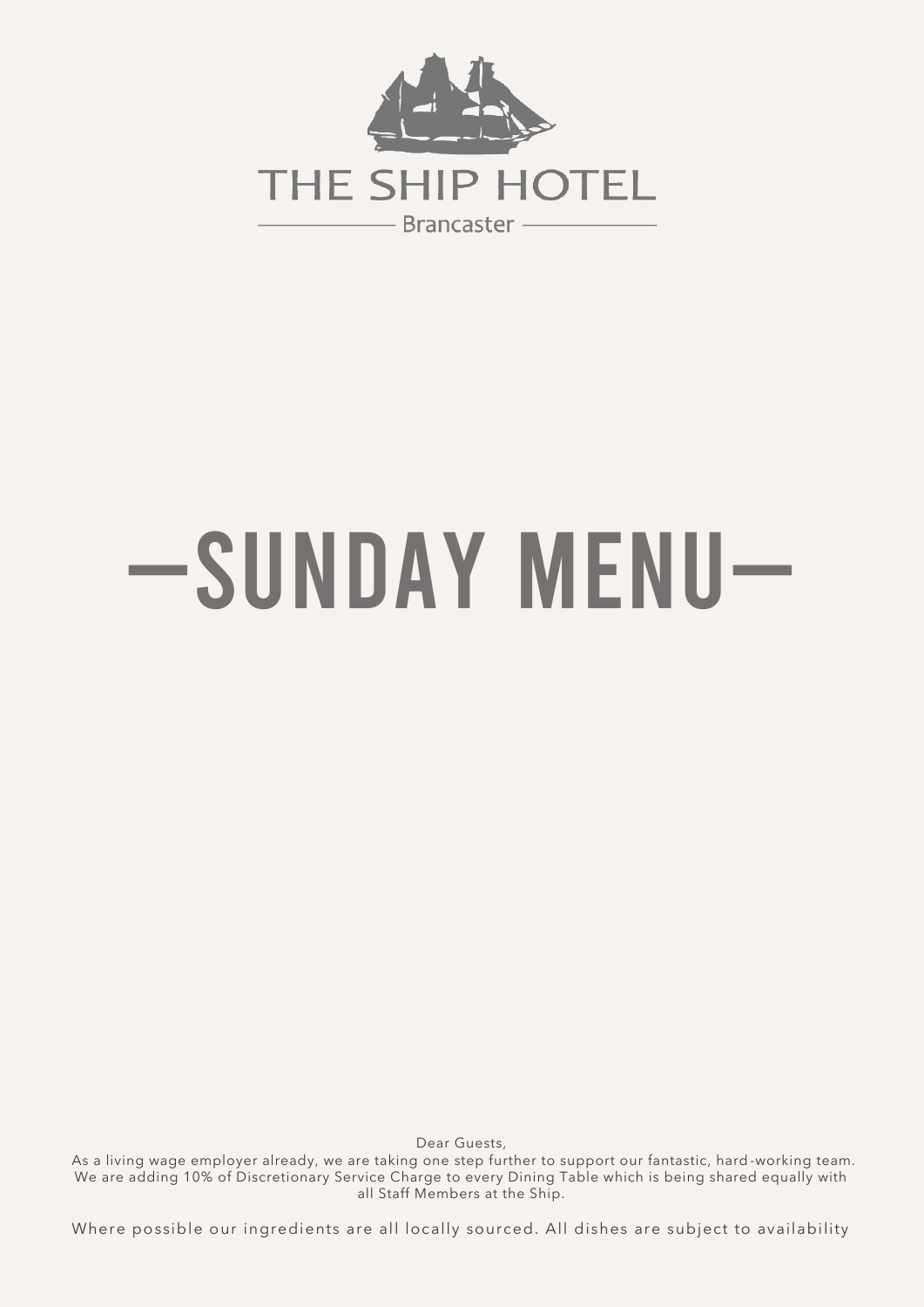THE SHIP HOTEL

Brancaster

# SUNDAY MENU

Dear Guests,

As a living wage employer already, we are taking one step further to support our fantastic, hard-working team. We are adding 10% of Discretionary Service Charge to every Dining Table which is being shared equally with all Staff Members at the Ship.

Where possible our ingredients are all locally sourced. All dishes are subject to availability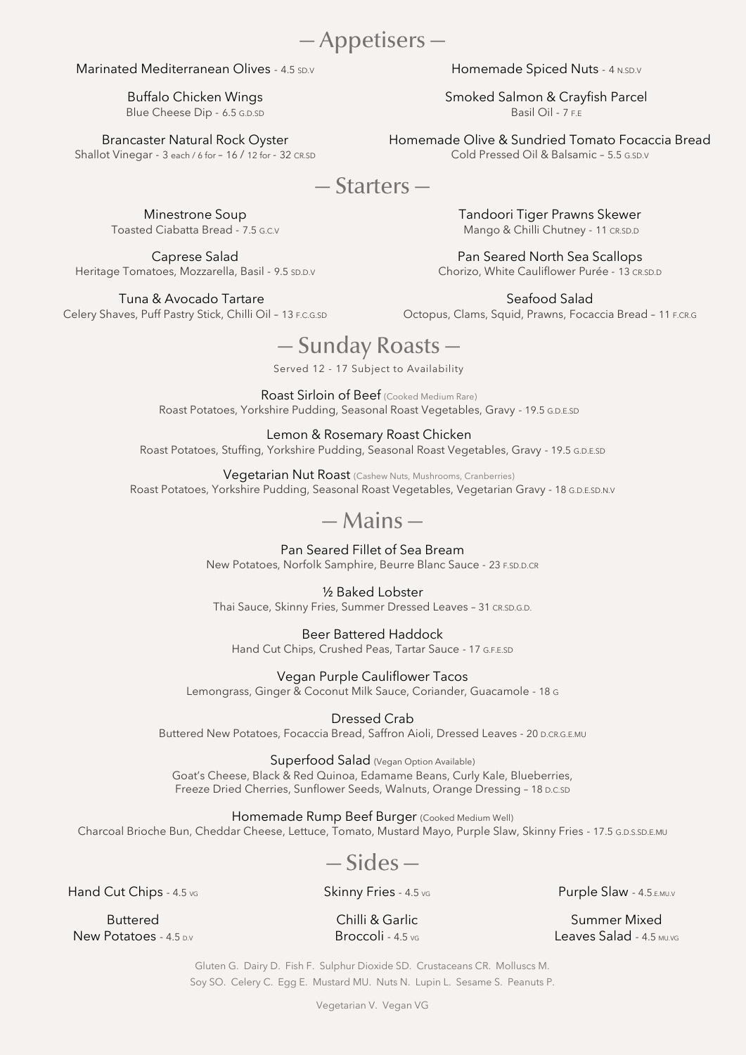## — Appetisers —

Marinated Mediterranean Olives - 4.5 SD.V

Homemade Spiced Nuts - 4 N.SD.V

Buffalo Chicken Wings
Blue Cheese Dip - 6.5 G.D.SD

Smoked Salmon & Crayfish Parcel
Basil Oil - 7 F.E

Brancaster Natural Rock Oyster
Shallot Vinegar - 3 each / 6 for – 16 / 12 for - 32 CR.SD

Homemade Olive & Sundried Tomato Focaccia Bread
Cold Pressed Oil & Balsamic – 5.5 G.SD.V

## — Starters —

Minestrone Soup
Toasted Ciabatta Bread - 7.5 G.C.V

Tandoori Tiger Prawns Skewer
Mango & Chilli Chutney - 11 CR.SD.D

Caprese Salad
Heritage Tomatoes, Mozzarella, Basil - 9.5 SD.D.V

Pan Seared North Sea Scallops
Chorizo, White Cauliflower Purée - 13 CR.SD.D

Tuna & Avocado Tartare
Celery Shaves, Puff Pastry Stick, Chilli Oil – 13 F.C.G.SD

Seafood Salad
Octopus, Clams, Squid, Prawns, Focaccia Bread – 11 F.CR.G

## — Sunday Roasts —

Served 12 - 17 Subject to Availability

Roast Sirloin of Beef (Cooked Medium Rare)
Roast Potatoes, Yorkshire Pudding, Seasonal Roast Vegetables, Gravy - 19.5 G.D.E.SD

Lemon & Rosemary Roast Chicken
Roast Potatoes, Stuffing, Yorkshire Pudding, Seasonal Roast Vegetables, Gravy - 19.5 G.D.E.SD

Vegetarian Nut Roast (Cashew Nuts, Mushrooms, Cranberries)
Roast Potatoes, Yorkshire Pudding, Seasonal Roast Vegetables, Vegetarian Gravy - 18 G.D.E.SD.N.V

## — Mains —

Pan Seared Fillet of Sea Bream
New Potatoes, Norfolk Samphire, Beurre Blanc Sauce - 23 F.SD.D.CR

½ Baked Lobster
Thai Sauce, Skinny Fries, Summer Dressed Leaves – 31 CR.SD.G.D.

Beer Battered Haddock
Hand Cut Chips, Crushed Peas, Tartar Sauce - 17 G.F.E.SD

Vegan Purple Cauliflower Tacos
Lemongrass, Ginger & Coconut Milk Sauce, Coriander, Guacamole - 18 G

Dressed Crab
Buttered New Potatoes, Focaccia Bread, Saffron Aioli, Dressed Leaves - 20 D.CR.G.E.MU

Superfood Salad (Vegan Option Available)
Goat's Cheese, Black & Red Quinoa, Edamame Beans, Curly Kale, Blueberries,
Freeze Dried Cherries, Sunflower Seeds, Walnuts, Orange Dressing – 18 D.C.SD

Homemade Rump Beef Burger (Cooked Medium Well)
Charcoal Brioche Bun, Cheddar Cheese, Lettuce, Tomato, Mustard Mayo, Purple Slaw, Skinny Fries - 17.5 G.D.S.SD.E.MU

## — Sides —

Hand Cut Chips - 4.5 VG

Skinny Fries - 4.5 VG

Purple Slaw - 4.5 E.MU.V

Buttered New Potatoes - 4.5 D.V

Chilli & Garlic Broccoli - 4.5 VG

Summer Mixed Leaves Salad - 4.5 MU.VG

Gluten G. Dairy D. Fish F. Sulphur Dioxide SD. Crustaceans CR. Molluscs M.
Soy SO. Celery C. Egg E. Mustard MU. Nuts N. Lupin L. Sesame S. Peanuts P.

Vegetarian V. Vegan VG